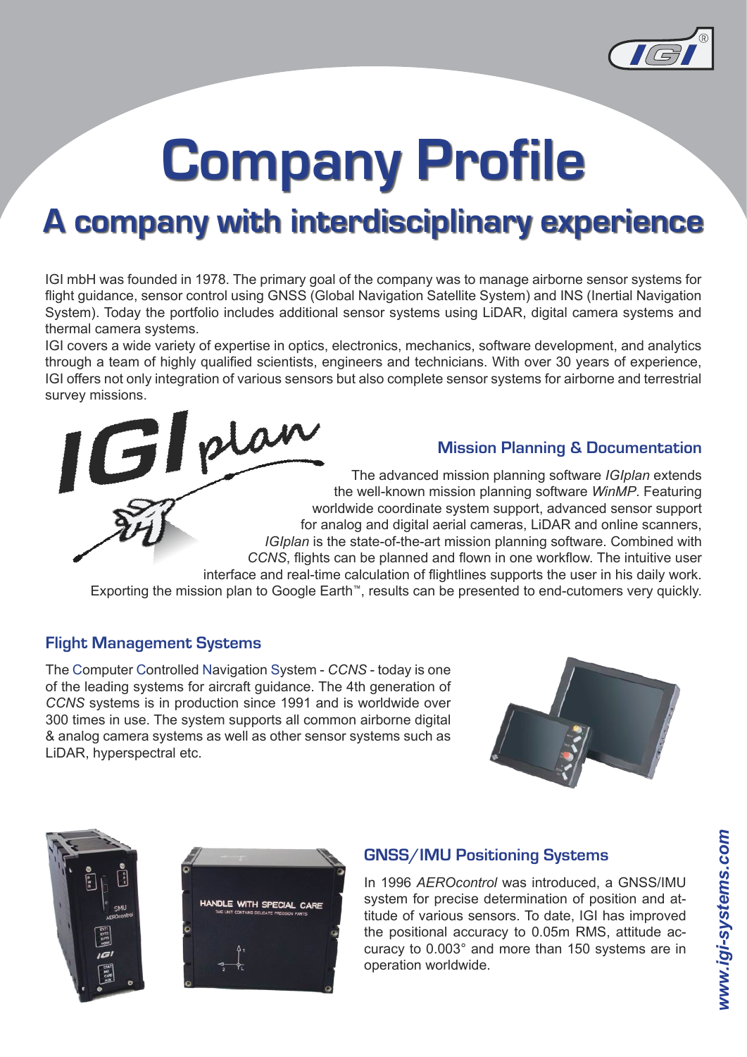# Company Profile

## A company with interdisciplinary experience

IGI mbH was founded in 1978. The primary goal of the company was to manage airborne sensor systems for flight guidance, sensor control using GNSS (Global Navigation Satellite System) and INS (Inertial Navigation System). Today the portfolio includes additional sensor systems using LiDAR, digital camera systems and thermal camera systems.

IGI covers a wide variety of expertise in optics, electronics, mechanics, software development, and analytics through a team of highly qualified scientists, engineers and technicians. With over 30 years of experience, IGI offers not only integration of various sensors but also complete sensor systems for airborne and terrestrial survey missions.

### Mission Planning & Documentation

The advanced mission planning software *IGIplan* extends the well-known mission planning software *WinMP*. Featuring worldwide coordinate system support, advanced sensor support for analog and digital aerial cameras, LiDAR and online scanners, *IGIplan* is the state-of-the-art mission planning software. Combined with *CCNS*, flights can be planned and flown in one workflow. The intuitive user interface and real-time calculation of flightlines supports the user in his daily work. Exporting the mission plan to Google Earth™, results can be presented to end-cutomers very quickly.

### Flight Management Systems

The Computer Controlled Navigation System - *CCNS* - today is one of the leading systems for aircraft guidance. The 4th generation of *CCNS* systems is in production since 1991 and is worldwide over 300 times in use. The system supports all common airborne digital & analog camera systems as well as other sensor systems such as LiDAR, hyperspectral etc.

### GNSS/IMU Positioning Systems

In 1996 *AEROcontrol* was introduced, a GNSS/IMU system for precise determination of position and attitude of various sensors. To date, IGI has improved the positional accuracy to 0.05m RMS, attitude accuracy to 0.003° and more than 150 systems are in operation worldwide.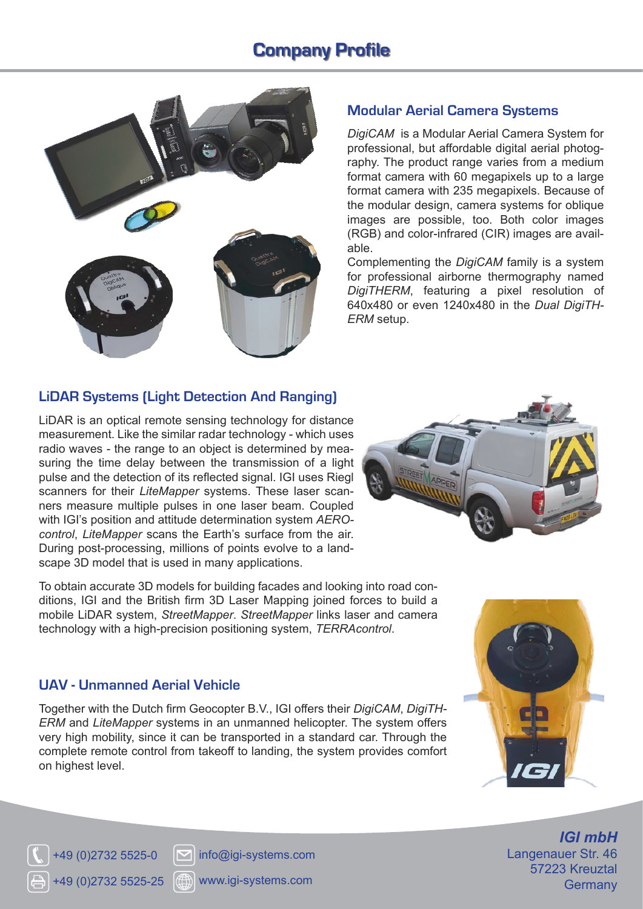# Company Profile

## Modular Aerial Camera Systems

*DigiCAM* is a Modular Aerial Camera System for professional, but affordable digital aerial photography. The product range varies from a medium format camera with 60 megapixels up to a large format camera with 235 megapixels. Because of the modular design, camera systems for oblique images are possible, too. Both color images (RGB) and color-infrared (CIR) images are available.

Complementing the *DigiCAM* family is a system for professional airborne thermography named *DigiTHERM*, featuring a pixel resolution of 640x480 or even 1240x480 in the *Dual DigiTHERM* setup.

## LiDAR Systems (Light Detection And Ranging)

LiDAR is an optical remote sensing technology for distance measurement. Like the similar radar technology - which uses radio waves - the range to an object is determined by measuring the time delay between the transmission of a light pulse and the detection of its reflected signal. IGI uses Riegl scanners for their *LiteMapper* systems. These laser scanners measure multiple pulses in one laser beam. Coupled with IGI's position and attitude determination system *AEROcontrol*, *LiteMapper* scans the Earth's surface from the air. During post-processing, millions of points evolve to a landscape 3D model that is used in many applications.

To obtain accurate 3D models for building facades and looking into road conditions, IGI and the British firm 3D Laser Mapping joined forces to build a mobile LiDAR system, *StreetMapper*. *StreetMapper* links laser and camera technology with a high-precision positioning system, *TERRAcontrol*.

## UAV - Unmanned Aerial Vehicle

Together with the Dutch firm Geocopter B.V., IGI offers their *DigiCAM*, *DigiTHERM* and *LiteMapper* systems in an unmanned helicopter. The system offers very high mobility, since it can be transported in a standard car. Through the complete remote control from takeoff to landing, the system provides comfort on highest level.

+49 (0)2732 5525-0
+49 (0)2732 5525-25
info@igi-systems.com
www.igi-systems.com

***IGI mbH***
Langenauer Str. 46
57223 Kreuztal
Germany